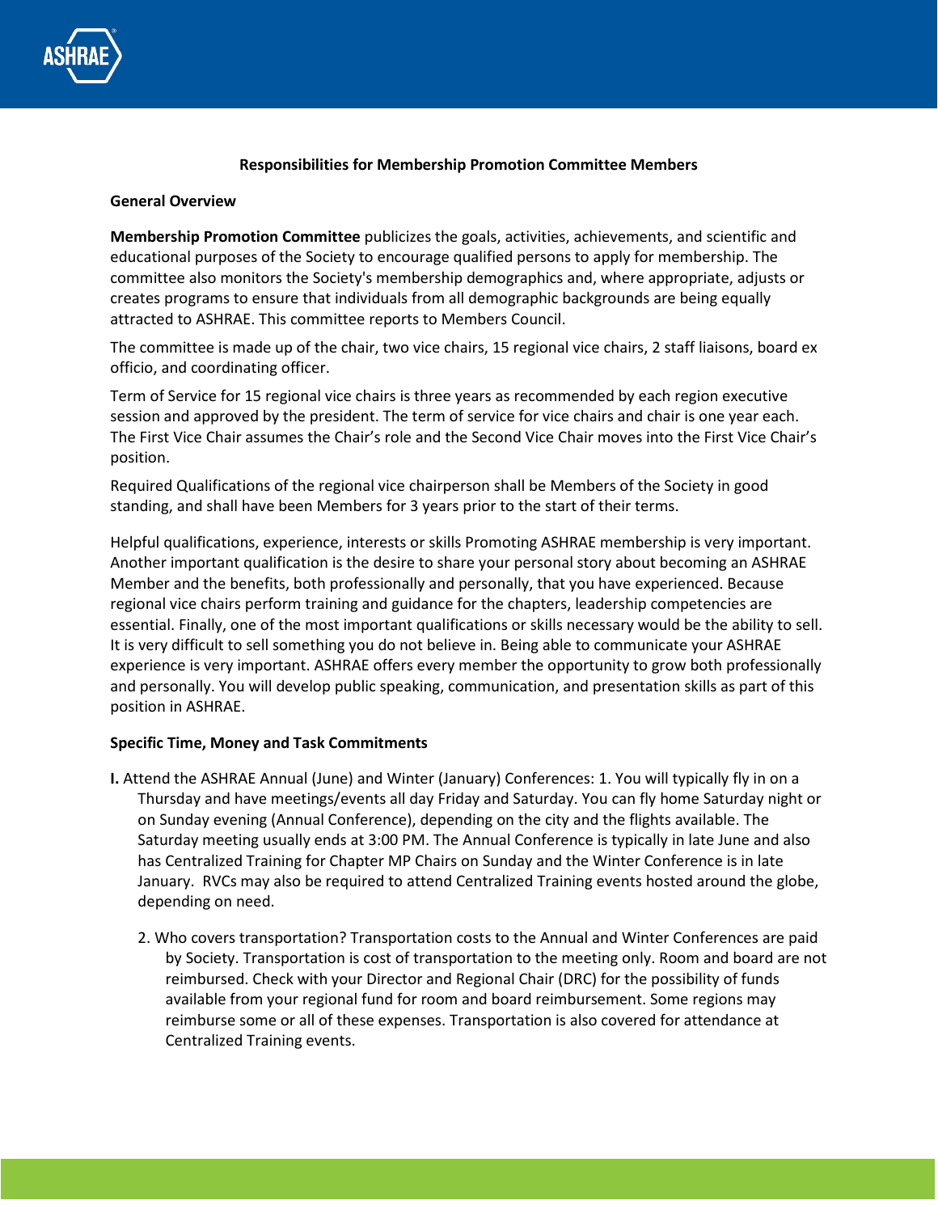# Responsibilities for Membership Promotion Committee Members

## General Overview

**Membership Promotion Committee** publicizes the goals, activities, achievements, and scientific and educational purposes of the Society to encourage qualified persons to apply for membership. The committee also monitors the Society's membership demographics and, where appropriate, adjusts or creates programs to ensure that individuals from all demographic backgrounds are being equally attracted to ASHRAE. This committee reports to Members Council.

The committee is made up of the chair, two vice chairs, 15 regional vice chairs, 2 staff liaisons, board ex officio, and coordinating officer.

Term of Service for 15 regional vice chairs is three years as recommended by each region executive session and approved by the president. The term of service for vice chairs and chair is one year each. The First Vice Chair assumes the Chair's role and the Second Vice Chair moves into the First Vice Chair's position.

Required Qualifications of the regional vice chairperson shall be Members of the Society in good standing, and shall have been Members for 3 years prior to the start of their terms.

Helpful qualifications, experience, interests or skills Promoting ASHRAE membership is very important. Another important qualification is the desire to share your personal story about becoming an ASHRAE Member and the benefits, both professionally and personally, that you have experienced. Because regional vice chairs perform training and guidance for the chapters, leadership competencies are essential. Finally, one of the most important qualifications or skills necessary would be the ability to sell. It is very difficult to sell something you do not believe in. Being able to communicate your ASHRAE experience is very important. ASHRAE offers every member the opportunity to grow both professionally and personally. You will develop public speaking, communication, and presentation skills as part of this position in ASHRAE.

## Specific Time, Money and Task Commitments

**I.** Attend the ASHRAE Annual (June) and Winter (January) Conferences: 1. You will typically fly in on a Thursday and have meetings/events all day Friday and Saturday. You can fly home Saturday night or on Sunday evening (Annual Conference), depending on the city and the flights available. The Saturday meeting usually ends at 3:00 PM. The Annual Conference is typically in late June and also has Centralized Training for Chapter MP Chairs on Sunday and the Winter Conference is in late January. RVCs may also be required to attend Centralized Training events hosted around the globe, depending on need.

2. Who covers transportation? Transportation costs to the Annual and Winter Conferences are paid by Society. Transportation is cost of transportation to the meeting only. Room and board are not reimbursed. Check with your Director and Regional Chair (DRC) for the possibility of funds available from your regional fund for room and board reimbursement. Some regions may reimburse some or all of these expenses. Transportation is also covered for attendance at Centralized Training events.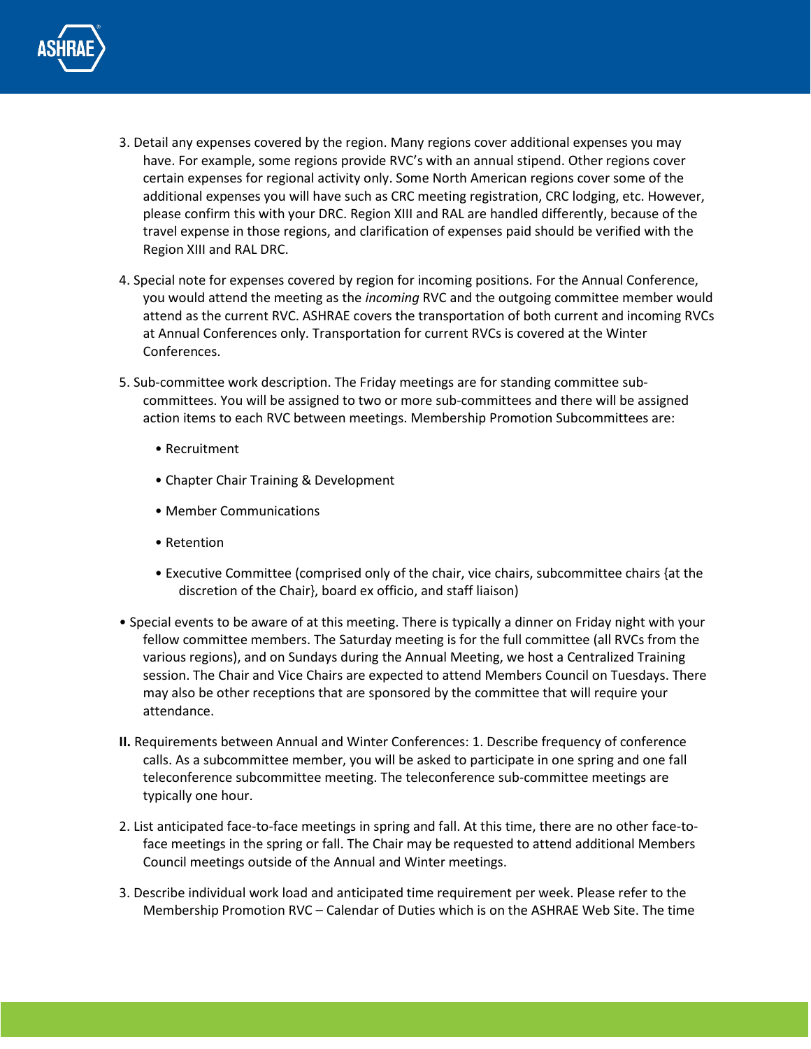3. Detail any expenses covered by the region. Many regions cover additional expenses you may have. For example, some regions provide RVC's with an annual stipend. Other regions cover certain expenses for regional activity only. Some North American regions cover some of the additional expenses you will have such as CRC meeting registration, CRC lodging, etc. However, please confirm this with your DRC. Region XIII and RAL are handled differently, because of the travel expense in those regions, and clarification of expenses paid should be verified with the Region XIII and RAL DRC.

4. Special note for expenses covered by region for incoming positions. For the Annual Conference, you would attend the meeting as the *incoming* RVC and the outgoing committee member would attend as the current RVC. ASHRAE covers the transportation of both current and incoming RVCs at Annual Conferences only. Transportation for current RVCs is covered at the Winter Conferences.

5. Sub-committee work description. The Friday meetings are for standing committee sub-committees. You will be assigned to two or more sub-committees and there will be assigned action items to each RVC between meetings. Membership Promotion Subcommittees are:

   - Recruitment
   - Chapter Chair Training & Development
   - Member Communications
   - Retention
   - Executive Committee (comprised only of the chair, vice chairs, subcommittee chairs {at the discretion of the Chair}, board ex officio, and staff liaison)

- Special events to be aware of at this meeting. There is typically a dinner on Friday night with your fellow committee members. The Saturday meeting is for the full committee (all RVCs from the various regions), and on Sundays during the Annual Meeting, we host a Centralized Training session. The Chair and Vice Chairs are expected to attend Members Council on Tuesdays. There may also be other receptions that are sponsored by the committee that will require your attendance.

**II.** Requirements between Annual and Winter Conferences: 1. Describe frequency of conference calls. As a subcommittee member, you will be asked to participate in one spring and one fall teleconference subcommittee meeting. The teleconference sub-committee meetings are typically one hour.

2. List anticipated face-to-face meetings in spring and fall. At this time, there are no other face-to-face meetings in the spring or fall. The Chair may be requested to attend additional Members Council meetings outside of the Annual and Winter meetings.

3. Describe individual work load and anticipated time requirement per week. Please refer to the Membership Promotion RVC – Calendar of Duties which is on the ASHRAE Web Site. The time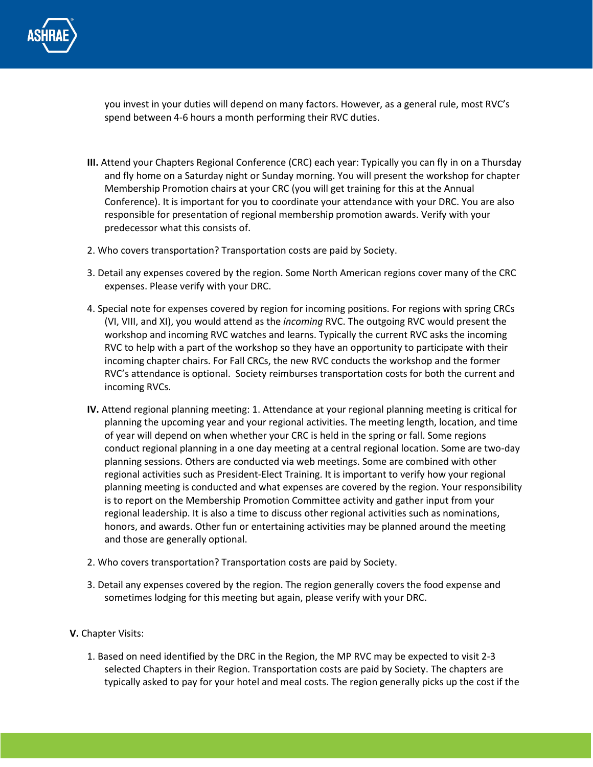you invest in your duties will depend on many factors. However, as a general rule, most RVC's spend between 4-6 hours a month performing their RVC duties.

**III.** Attend your Chapters Regional Conference (CRC) each year: Typically you can fly in on a Thursday and fly home on a Saturday night or Sunday morning. You will present the workshop for chapter Membership Promotion chairs at your CRC (you will get training for this at the Annual Conference). It is important for you to coordinate your attendance with your DRC. You are also responsible for presentation of regional membership promotion awards. Verify with your predecessor what this consists of.

2. Who covers transportation? Transportation costs are paid by Society.

3. Detail any expenses covered by the region. Some North American regions cover many of the CRC expenses. Please verify with your DRC.

4. Special note for expenses covered by region for incoming positions. For regions with spring CRCs (VI, VIII, and XI), you would attend as the *incoming* RVC. The outgoing RVC would present the workshop and incoming RVC watches and learns. Typically the current RVC asks the incoming RVC to help with a part of the workshop so they have an opportunity to participate with their incoming chapter chairs. For Fall CRCs, the new RVC conducts the workshop and the former RVC's attendance is optional. Society reimburses transportation costs for both the current and incoming RVCs.

**IV.** Attend regional planning meeting: 1. Attendance at your regional planning meeting is critical for planning the upcoming year and your regional activities. The meeting length, location, and time of year will depend on when whether your CRC is held in the spring or fall. Some regions conduct regional planning in a one day meeting at a central regional location. Some are two-day planning sessions. Others are conducted via web meetings. Some are combined with other regional activities such as President-Elect Training. It is important to verify how your regional planning meeting is conducted and what expenses are covered by the region. Your responsibility is to report on the Membership Promotion Committee activity and gather input from your regional leadership. It is also a time to discuss other regional activities such as nominations, honors, and awards. Other fun or entertaining activities may be planned around the meeting and those are generally optional.

2. Who covers transportation? Transportation costs are paid by Society.

3. Detail any expenses covered by the region. The region generally covers the food expense and sometimes lodging for this meeting but again, please verify with your DRC.

**V.** Chapter Visits:

1. Based on need identified by the DRC in the Region, the MP RVC may be expected to visit 2-3 selected Chapters in their Region. Transportation costs are paid by Society. The chapters are typically asked to pay for your hotel and meal costs. The region generally picks up the cost if the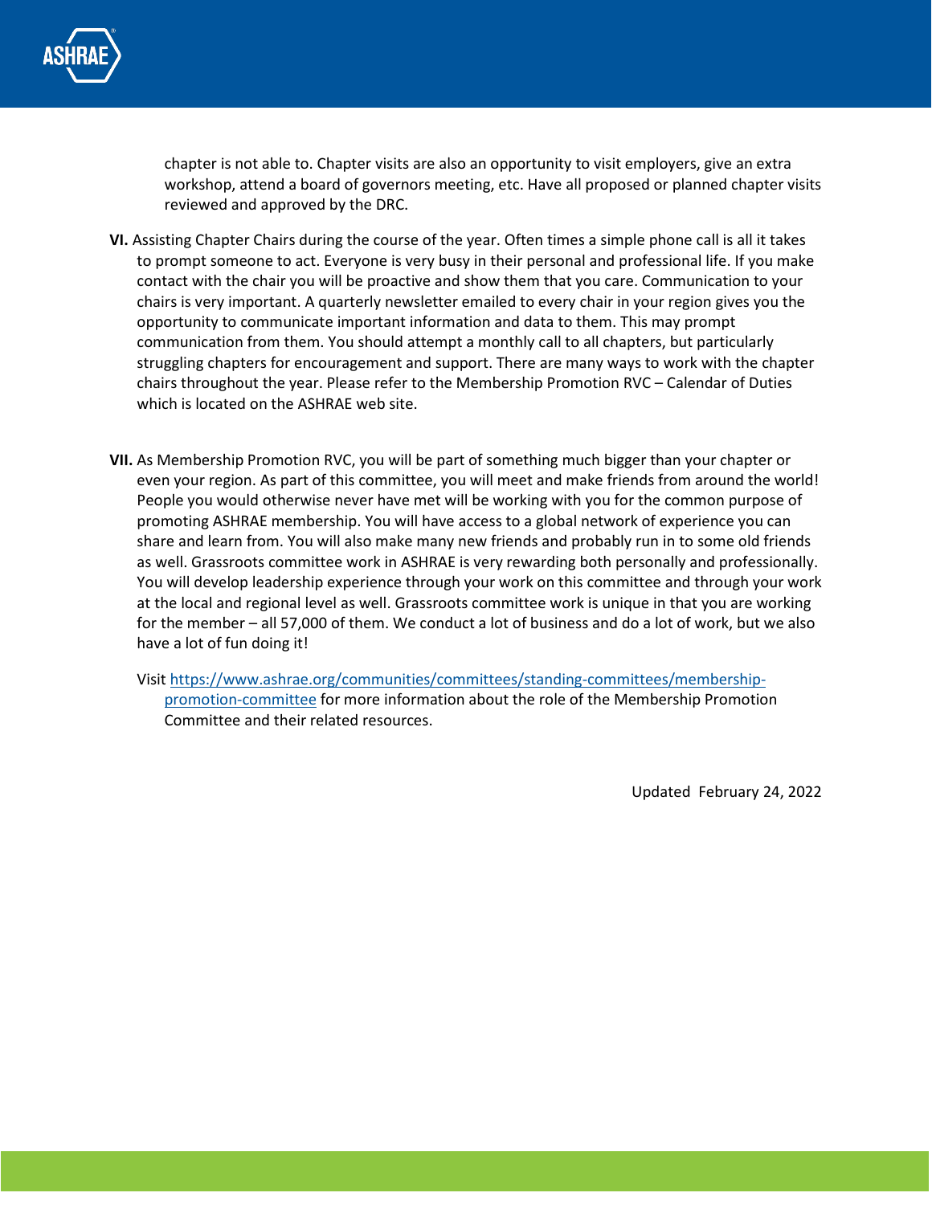chapter is not able to. Chapter visits are also an opportunity to visit employers, give an extra workshop, attend a board of governors meeting, etc. Have all proposed or planned chapter visits reviewed and approved by the DRC.

**VI.** Assisting Chapter Chairs during the course of the year. Often times a simple phone call is all it takes to prompt someone to act. Everyone is very busy in their personal and professional life. If you make contact with the chair you will be proactive and show them that you care. Communication to your chairs is very important. A quarterly newsletter emailed to every chair in your region gives you the opportunity to communicate important information and data to them. This may prompt communication from them. You should attempt a monthly call to all chapters, but particularly struggling chapters for encouragement and support. There are many ways to work with the chapter chairs throughout the year. Please refer to the Membership Promotion RVC – Calendar of Duties which is located on the ASHRAE web site.

**VII.** As Membership Promotion RVC, you will be part of something much bigger than your chapter or even your region. As part of this committee, you will meet and make friends from around the world! People you would otherwise never have met will be working with you for the common purpose of promoting ASHRAE membership. You will have access to a global network of experience you can share and learn from. You will also make many new friends and probably run in to some old friends as well. Grassroots committee work in ASHRAE is very rewarding both personally and professionally. You will develop leadership experience through your work on this committee and through your work at the local and regional level as well. Grassroots committee work is unique in that you are working for the member – all 57,000 of them. We conduct a lot of business and do a lot of work, but we also have a lot of fun doing it!

Visit [https://www.ashrae.org/communities/committees/standing-committees/membership-promotion-committee](https://www.ashrae.org/communities/committees/standing-committees/membership-promotion-committee) for more information about the role of the Membership Promotion Committee and their related resources.

Updated February 24, 2022